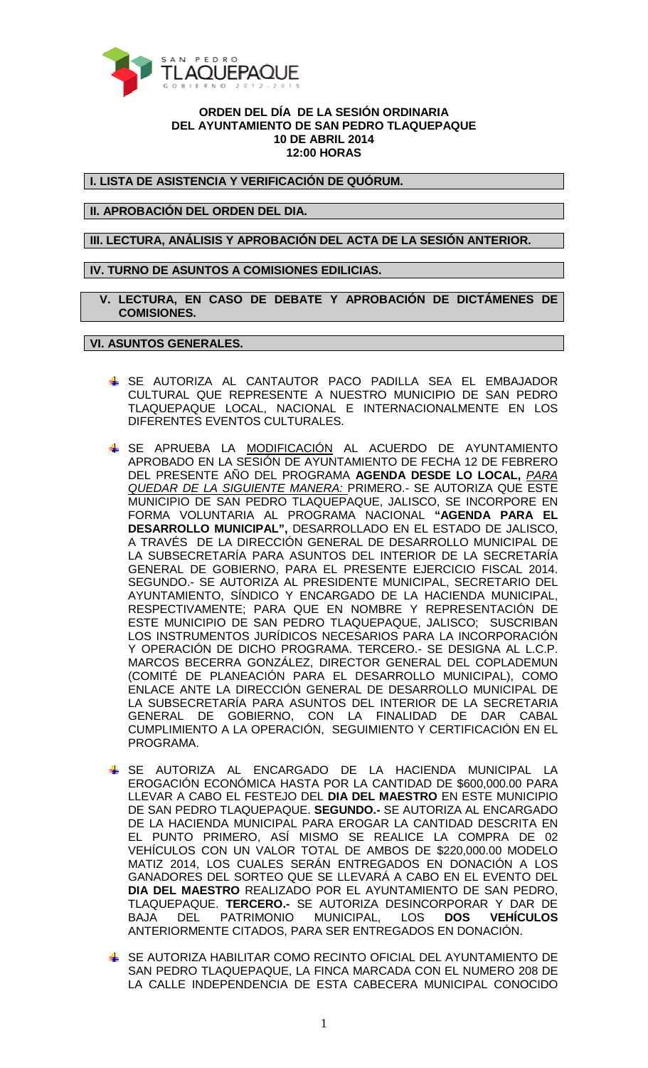SAN PEDRO TLAQUEPAQUE GOBIERNO 2012 - 2015

**ORDEN DEL DÍA DE LA SESIÓN ORDINARIA DEL AYUNTAMIENTO DE SAN PEDRO TLAQUEPAQUE 10 DE ABRIL 2014 12:00 HORAS**

**I. LISTA DE ASISTENCIA Y VERIFICACIÓN DE QUÓRUM.**

**II. APROBACIÓN DEL ORDEN DEL DIA.**

**III. LECTURA, ANÁLISIS Y APROBACIÓN DEL ACTA DE LA SESIÓN ANTERIOR.**

**IV. TURNO DE ASUNTOS A COMISIONES EDILICIAS.**

**V. LECTURA, EN CASO DE DEBATE Y APROBACIÓN DE DICTÁMENES DE COMISIONES.**

**VI. ASUNTOS GENERALES.**

- SE AUTORIZA AL CANTAUTOR PACO PADILLA SEA EL EMBAJADOR CULTURAL QUE REPRESENTE A NUESTRO MUNICIPIO DE SAN PEDRO TLAQUEPAQUE LOCAL, NACIONAL E INTERNACIONALMENTE EN LOS DIFERENTES EVENTOS CULTURALES.

- SE APRUEBA LA MODIFICACIÓN AL ACUERDO DE AYUNTAMIENTO APROBADO EN LA SESIÓN DE AYUNTAMIENTO DE FECHA 12 DE FEBRERO DEL PRESENTE AÑO DEL PROGRAMA **AGENDA DESDE LO LOCAL,** *PARA QUEDAR DE LA SIGUIENTE MANERA:* PRIMERO.- SE AUTORIZA QUE ESTE MUNICIPIO DE SAN PEDRO TLAQUEPAQUE, JALISCO, SE INCORPORE EN FORMA VOLUNTARIA AL PROGRAMA NACIONAL **"AGENDA PARA EL DESARROLLO MUNICIPAL",** DESARROLLADO EN EL ESTADO DE JALISCO, A TRAVÉS DE LA DIRECCIÓN GENERAL DE DESARROLLO MUNICIPAL DE LA SUBSECRETARÍA PARA ASUNTOS DEL INTERIOR DE LA SECRETARÍA GENERAL DE GOBIERNO, PARA EL PRESENTE EJERCICIO FISCAL 2014. SEGUNDO.- SE AUTORIZA AL PRESIDENTE MUNICIPAL, SECRETARIO DEL AYUNTAMIENTO, SÍNDICO Y ENCARGADO DE LA HACIENDA MUNICIPAL, RESPECTIVAMENTE; PARA QUE EN NOMBRE Y REPRESENTACIÓN DE ESTE MUNICIPIO DE SAN PEDRO TLAQUEPAQUE, JALISCO; SUSCRIBAN LOS INSTRUMENTOS JURÍDICOS NECESARIOS PARA LA INCORPORACIÓN Y OPERACIÓN DE DICHO PROGRAMA. TERCERO.- SE DESIGNA AL L.C.P. MARCOS BECERRA GONZÁLEZ, DIRECTOR GENERAL DEL COPLADEMUN (COMITÉ DE PLANEACIÓN PARA EL DESARROLLO MUNICIPAL), COMO ENLACE ANTE LA DIRECCIÓN GENERAL DE DESARROLLO MUNICIPAL DE LA SUBSECRETARÍA PARA ASUNTOS DEL INTERIOR DE LA SECRETARIA GENERAL DE GOBIERNO, CON LA FINALIDAD DE DAR CABAL CUMPLIMIENTO A LA OPERACIÓN, SEGUIMIENTO Y CERTIFICACIÓN EN EL PROGRAMA.

- SE AUTORIZA AL ENCARGADO DE LA HACIENDA MUNICIPAL LA EROGACIÓN ECONÓMICA HASTA POR LA CANTIDAD DE $600,000.00 PARA LLEVAR A CABO EL FESTEJO DEL **DIA DEL MAESTRO** EN ESTE MUNICIPIO DE SAN PEDRO TLAQUEPAQUE. **SEGUNDO.-** SE AUTORIZA AL ENCARGADO DE LA HACIENDA MUNICIPAL PARA EROGAR LA CANTIDAD DESCRITA EN EL PUNTO PRIMERO, ASÍ MISMO SE REALICE LA COMPRA DE 02 VEHÍCULOS CON UN VALOR TOTAL DE AMBOS DE $220,000.00 MODELO MATIZ 2014, LOS CUALES SERÁN ENTREGADOS EN DONACIÓN A LOS GANADORES DEL SORTEO QUE SE LLEVARÁ A CABO EN EL EVENTO DEL **DIA DEL MAESTRO** REALIZADO POR EL AYUNTAMIENTO DE SAN PEDRO, TLAQUEPAQUE. **TERCERO.-** SE AUTORIZA DESINCORPORAR Y DAR DE BAJA DEL PATRIMONIO MUNICIPAL, LOS **DOS VEHÍCULOS** ANTERIORMENTE CITADOS, PARA SER ENTREGADOS EN DONACIÓN.

- SE AUTORIZA HABILITAR COMO RECINTO OFICIAL DEL AYUNTAMIENTO DE SAN PEDRO TLAQUEPAQUE, LA FINCA MARCADA CON EL NUMERO 208 DE LA CALLE INDEPENDENCIA DE ESTA CABECERA MUNICIPAL CONOCIDO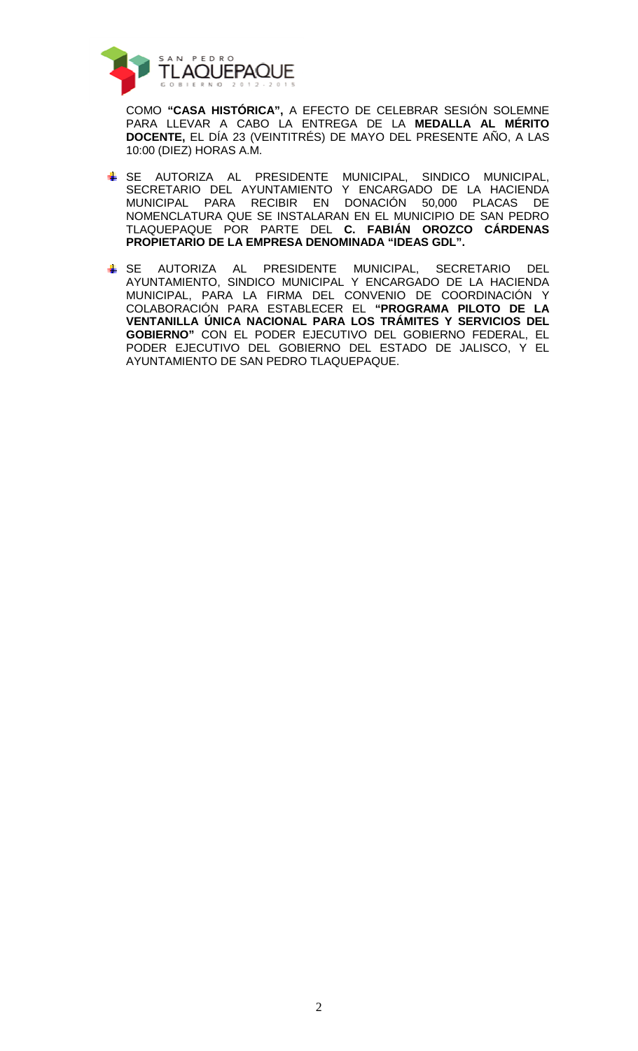COMO **"CASA HISTÓRICA",** A EFECTO DE CELEBRAR SESIÓN SOLEMNE PARA LLEVAR A CABO LA ENTREGA DE LA **MEDALLA AL MÉRITO DOCENTE,** EL DÍA 23 (VEINTITRÉS) DE MAYO DEL PRESENTE AÑO, A LAS 10:00 (DIEZ) HORAS A.M.

- SE AUTORIZA AL PRESIDENTE MUNICIPAL, SINDICO MUNICIPAL, SECRETARIO DEL AYUNTAMIENTO Y ENCARGADO DE LA HACIENDA MUNICIPAL PARA RECIBIR EN DONACIÓN 50,000 PLACAS DE NOMENCLATURA QUE SE INSTALARAN EN EL MUNICIPIO DE SAN PEDRO TLAQUEPAQUE POR PARTE DEL **C. FABIÁN OROZCO CÁRDENAS PROPIETARIO DE LA EMPRESA DENOMINADA "IDEAS GDL".**

- SE AUTORIZA AL PRESIDENTE MUNICIPAL, SECRETARIO DEL AYUNTAMIENTO, SINDICO MUNICIPAL Y ENCARGADO DE LA HACIENDA MUNICIPAL, PARA LA FIRMA DEL CONVENIO DE COORDINACIÓN Y COLABORACIÓN PARA ESTABLECER EL **"PROGRAMA PILOTO DE LA VENTANILLA ÚNICA NACIONAL PARA LOS TRÁMITES Y SERVICIOS DEL GOBIERNO"** CON EL PODER EJECUTIVO DEL GOBIERNO FEDERAL, EL PODER EJECUTIVO DEL GOBIERNO DEL ESTADO DE JALISCO, Y EL AYUNTAMIENTO DE SAN PEDRO TLAQUEPAQUE.